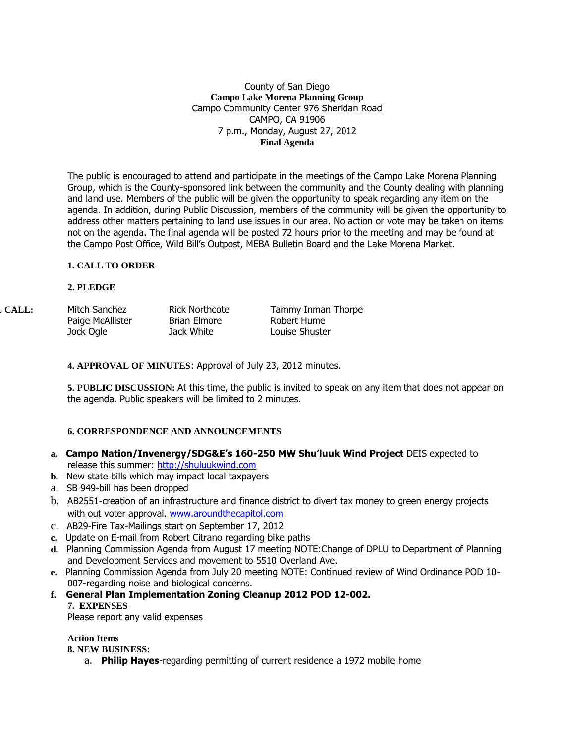County of San Diego
**Campo Lake Morena Planning Group**
Campo Community Center 976 Sheridan Road
CAMPO, CA 91906
7 p.m., Monday, August 27, 2012
**Final Agenda**

The public is encouraged to attend and participate in the meetings of the Campo Lake Morena Planning Group, which is the County-sponsored link between the community and the County dealing with planning and land use. Members of the public will be given the opportunity to speak regarding any item on the agenda. In addition, during Public Discussion, members of the community will be given the opportunity to address other matters pertaining to land use issues in our area. No action or vote may be taken on items not on the agenda. The final agenda will be posted 72 hours prior to the meeting and may be found at the Campo Post Office, Wild Bill's Outpost, MEBA Bulletin Board and the Lake Morena Market.

**1. CALL TO ORDER**

**2. PLEDGE**

**. CALL:**

| | | |
|---|---|---|
| Mitch Sanchez | Rick Northcote | Tammy Inman Thorpe |
| Paige McAllister | Brian Elmore | Robert Hume |
| Jock Ogle | Jack White | Louise Shuster |

**4. APPROVAL OF MINUTES**: Approval of July 23, 2012 minutes.

**5. PUBLIC DISCUSSION:** At this time, the public is invited to speak on any item that does not appear on the agenda. Public speakers will be limited to 2 minutes.

**6. CORRESPONDENCE AND ANNOUNCEMENTS**

- **a.** **Campo Nation/Invenergy/SDG&E's 160-250 MW Shu'luuk Wind Project** DEIS expected to release this summer: http://shuluukwind.com
- **b.** New state bills which may impact local taxpayers
- a. SB 949-bill has been dropped
- b. AB2551-creation of an infrastructure and finance district to divert tax money to green energy projects with out voter approval. www.aroundthecapitol.com
- c. AB29-Fire Tax-Mailings start on September 17, 2012
- **c.** Update on E-mail from Robert Citrano regarding bike paths
- **d.** Planning Commission Agenda from August 17 meeting NOTE:Change of DPLU to Department of Planning and Development Services and movement to 5510 Overland Ave.
- **e.** Planning Commission Agenda from July 20 meeting NOTE: Continued review of Wind Ordinance POD 10-007-regarding noise and biological concerns.
- **f.** **General Plan Implementation Zoning Cleanup 2012 POD 12-002.**

**7. EXPENSES**
Please report any valid expenses

**Action Items**
**8. NEW BUSINESS:**

a. **Philip Hayes**-regarding permitting of current residence a 1972 mobile home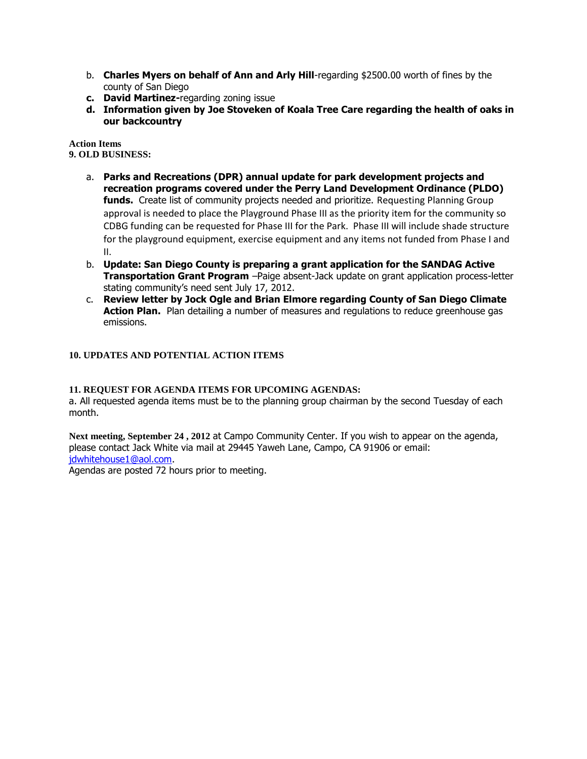b. **Charles Myers on behalf of Ann and Arly Hill**-regarding $2500.00 worth of fines by the county of San Diego
c. **David Martinez-**regarding zoning issue
d. **Information given by Joe Stoveken of Koala Tree Care regarding the health of oaks in our backcountry**

**Action Items**
**9. OLD BUSINESS:**

a. **Parks and Recreations (DPR) annual update for park development projects and recreation programs covered under the Perry Land Development Ordinance (PLDO) funds.** Create list of community projects needed and prioritize. Requesting Planning Group approval is needed to place the Playground Phase III as the priority item for the community so CDBG funding can be requested for Phase III for the Park. Phase III will include shade structure for the playground equipment, exercise equipment and any items not funded from Phase I and II.
b. **Update: San Diego County is preparing a grant application for the SANDAG Active Transportation Grant Program** –Paige absent-Jack update on grant application process-letter stating community's need sent July 17, 2012.
c. **Review letter by Jock Ogle and Brian Elmore regarding County of San Diego Climate Action Plan.** Plan detailing a number of measures and regulations to reduce greenhouse gas emissions.

**10. UPDATES AND POTENTIAL ACTION ITEMS**

**11. REQUEST FOR AGENDA ITEMS FOR UPCOMING AGENDAS:**
a. All requested agenda items must be to the planning group chairman by the second Tuesday of each month.

**Next meeting, September 24 , 2012** at Campo Community Center. If you wish to appear on the agenda, please contact Jack White via mail at 29445 Yaweh Lane, Campo, CA 91906 or email: jdwhitehouse1@aol.com.
Agendas are posted 72 hours prior to meeting.